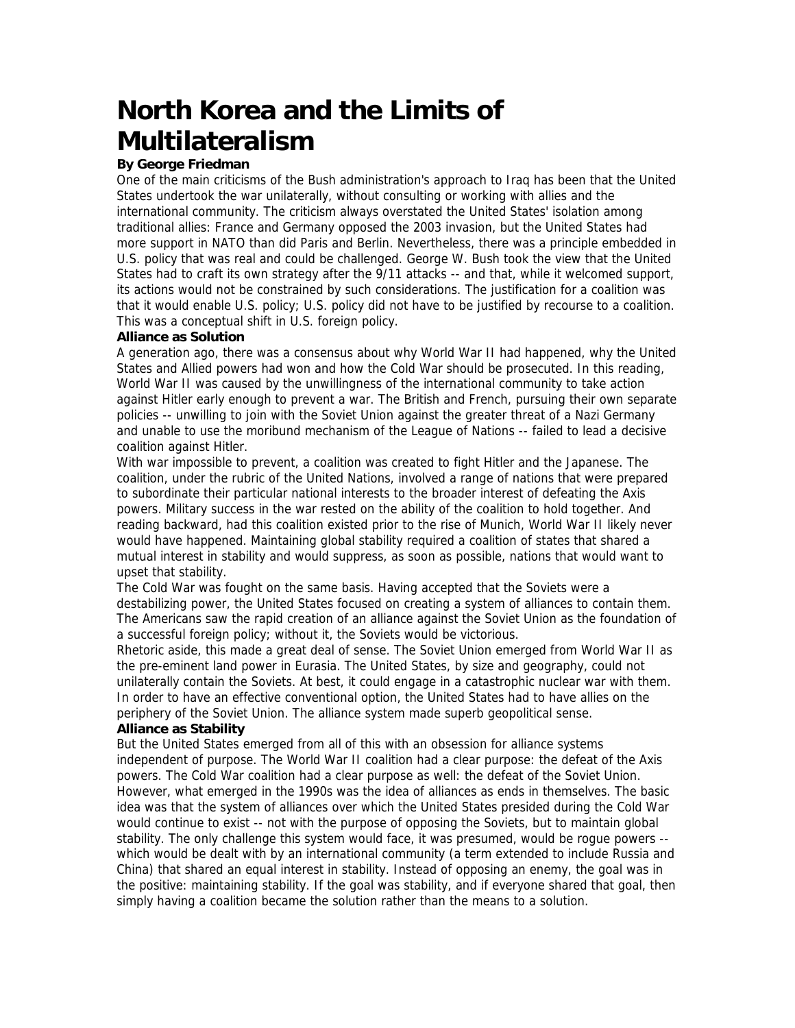# North Korea and the Limits of Multilateralism

**By George Friedman**

One of the main criticisms of the Bush administration's approach to Iraq has been that the United States undertook the war unilaterally, without consulting or working with allies and the international community. The criticism always overstated the United States' isolation among traditional allies: France and Germany opposed the 2003 invasion, but the United States had more support in NATO than did Paris and Berlin. Nevertheless, there was a principle embedded in U.S. policy that was real and could be challenged. George W. Bush took the view that the United States had to craft its own strategy after the 9/11 attacks -- and that, while it welcomed support, its actions would not be constrained by such considerations. The justification for a coalition was that it would enable U.S. policy; U.S. policy did not have to be justified by recourse to a coalition. This was a conceptual shift in U.S. foreign policy.

## Alliance as Solution

A generation ago, there was a consensus about why World War II had happened, why the United States and Allied powers had won and how the Cold War should be prosecuted. In this reading, World War II was caused by the unwillingness of the international community to take action against Hitler early enough to prevent a war. The British and French, pursuing their own separate policies -- unwilling to join with the Soviet Union against the greater threat of a Nazi Germany and unable to use the moribund mechanism of the League of Nations -- failed to lead a decisive coalition against Hitler.

With war impossible to prevent, a coalition was created to fight Hitler and the Japanese. The coalition, under the rubric of the United Nations, involved a range of nations that were prepared to subordinate their particular national interests to the broader interest of defeating the Axis powers. Military success in the war rested on the ability of the coalition to hold together. And reading backward, had this coalition existed prior to the rise of Munich, World War II likely never would have happened. Maintaining global stability required a coalition of states that shared a mutual interest in stability and would suppress, as soon as possible, nations that would want to upset that stability.

The Cold War was fought on the same basis. Having accepted that the Soviets were a destabilizing power, the United States focused on creating a system of alliances to contain them. The Americans saw the rapid creation of an alliance against the Soviet Union as the foundation of a successful foreign policy; without it, the Soviets would be victorious.

Rhetoric aside, this made a great deal of sense. The Soviet Union emerged from World War II as the pre-eminent land power in Eurasia. The United States, by size and geography, could not unilaterally contain the Soviets. At best, it could engage in a catastrophic nuclear war with them. In order to have an effective conventional option, the United States had to have allies on the periphery of the Soviet Union. The alliance system made superb geopolitical sense.

## Alliance as Stability

But the United States emerged from all of this with an obsession for alliance systems independent of purpose. The World War II coalition had a clear purpose: the defeat of the Axis powers. The Cold War coalition had a clear purpose as well: the defeat of the Soviet Union. However, what emerged in the 1990s was the idea of alliances as ends in themselves. The basic idea was that the system of alliances over which the United States presided during the Cold War would continue to exist -- not with the purpose of opposing the Soviets, but to maintain global stability. The only challenge this system would face, it was presumed, would be rogue powers -- which would be dealt with by an international community (a term extended to include Russia and China) that shared an equal interest in stability. Instead of opposing an enemy, the goal was in the positive: maintaining stability. If the goal was stability, and if everyone shared that goal, then simply having a coalition became the solution rather than the means to a solution.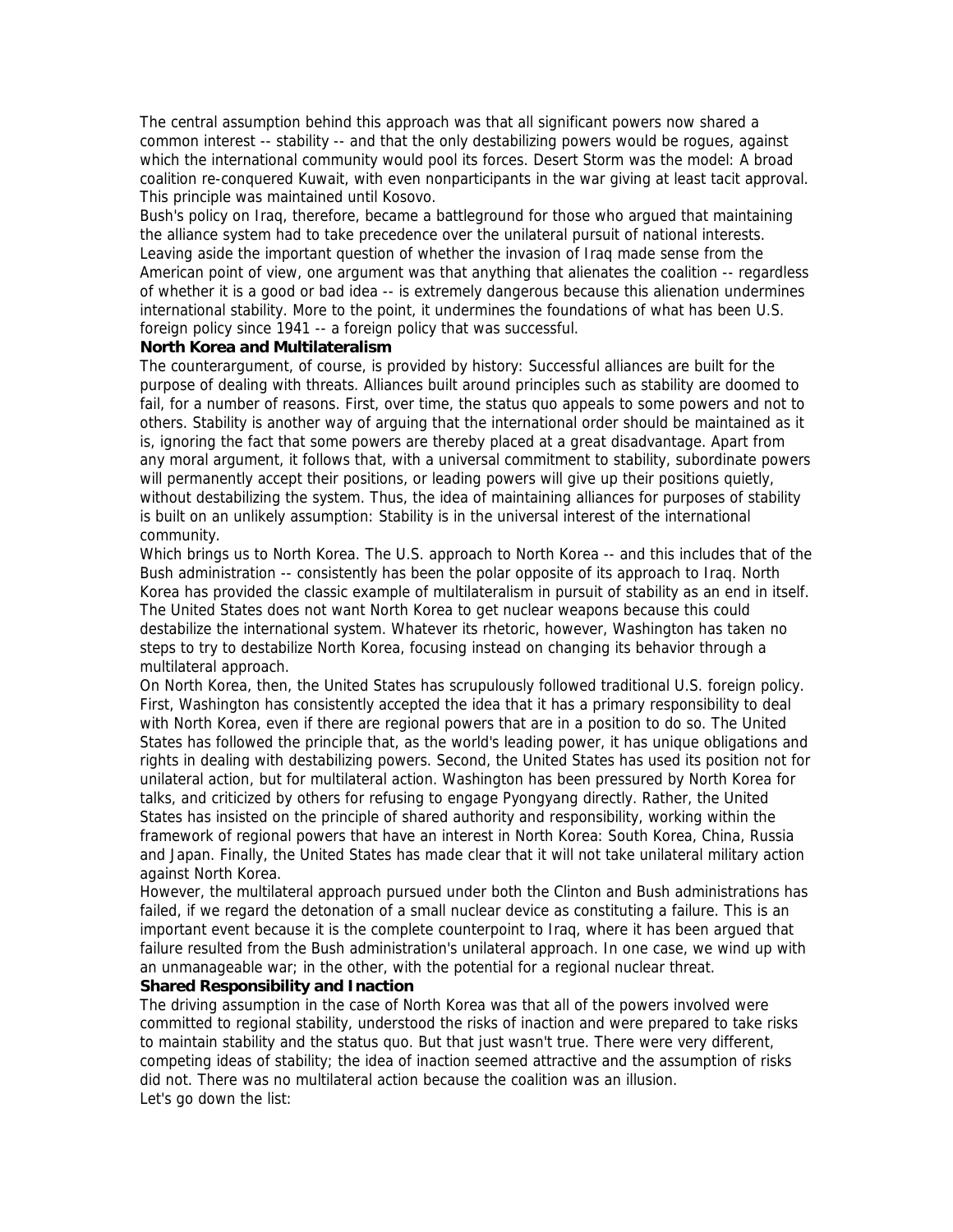The central assumption behind this approach was that all significant powers now shared a common interest -- stability -- and that the only destabilizing powers would be rogues, against which the international community would pool its forces. Desert Storm was the model: A broad coalition re-conquered Kuwait, with even nonparticipants in the war giving at least tacit approval. This principle was maintained until Kosovo.

Bush's policy on Iraq, therefore, became a battleground for those who argued that maintaining the alliance system had to take precedence over the unilateral pursuit of national interests. Leaving aside the important question of whether the invasion of Iraq made sense from the American point of view, one argument was that anything that alienates the coalition -- regardless of whether it is a good or bad idea -- is extremely dangerous because this alienation undermines international stability. More to the point, it undermines the foundations of what has been U.S. foreign policy since 1941 -- a foreign policy that was successful.

**North Korea and Multilateralism**

The counterargument, of course, is provided by history: Successful alliances are built for the purpose of dealing with threats. Alliances built around principles such as stability are doomed to fail, for a number of reasons. First, over time, the status quo appeals to some powers and not to others. Stability is another way of arguing that the international order should be maintained as it is, ignoring the fact that some powers are thereby placed at a great disadvantage. Apart from any moral argument, it follows that, with a universal commitment to stability, subordinate powers will permanently accept their positions, or leading powers will give up their positions quietly, without destabilizing the system. Thus, the idea of maintaining alliances for purposes of stability is built on an unlikely assumption: Stability is in the universal interest of the international community.

Which brings us to North Korea. The U.S. approach to North Korea -- and this includes that of the Bush administration -- consistently has been the polar opposite of its approach to Iraq. North Korea has provided the classic example of multilateralism in pursuit of stability as an end in itself. The United States does not want North Korea to get nuclear weapons because this could destabilize the international system. Whatever its rhetoric, however, Washington has taken no steps to try to destabilize North Korea, focusing instead on changing its behavior through a multilateral approach.

On North Korea, then, the United States has scrupulously followed traditional U.S. foreign policy. First, Washington has consistently accepted the idea that it has a primary responsibility to deal with North Korea, even if there are regional powers that are in a position to do so. The United States has followed the principle that, as the world's leading power, it has unique obligations and rights in dealing with destabilizing powers. Second, the United States has used its position not for unilateral action, but for multilateral action. Washington has been pressured by North Korea for talks, and criticized by others for refusing to engage Pyongyang directly. Rather, the United States has insisted on the principle of shared authority and responsibility, working within the framework of regional powers that have an interest in North Korea: South Korea, China, Russia and Japan. Finally, the United States has made clear that it will not take unilateral military action against North Korea.

However, the multilateral approach pursued under both the Clinton and Bush administrations has failed, if we regard the detonation of a small nuclear device as constituting a failure. This is an important event because it is the complete counterpoint to Iraq, where it has been argued that failure resulted from the Bush administration's unilateral approach. In one case, we wind up with an unmanageable war; in the other, with the potential for a regional nuclear threat.

**Shared Responsibility and Inaction**

The driving assumption in the case of North Korea was that all of the powers involved were committed to regional stability, understood the risks of inaction and were prepared to take risks to maintain stability and the status quo. But that just wasn't true. There were very different, competing ideas of stability; the idea of inaction seemed attractive and the assumption of risks did not. There was no multilateral action because the coalition was an illusion.

Let's go down the list: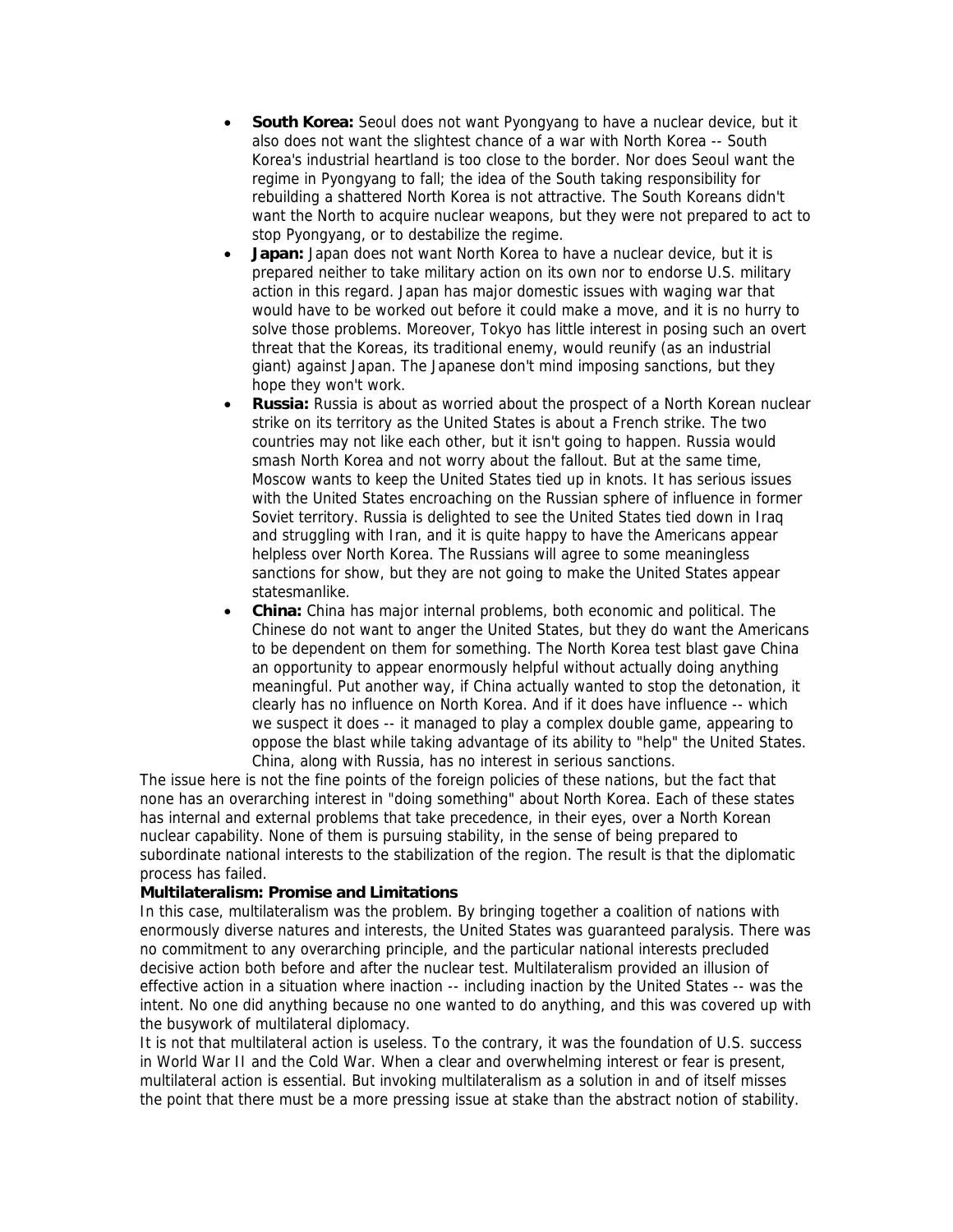- **South Korea:** Seoul does not want Pyongyang to have a nuclear device, but it also does not want the slightest chance of a war with North Korea -- South Korea's industrial heartland is too close to the border. Nor does Seoul want the regime in Pyongyang to fall; the idea of the South taking responsibility for rebuilding a shattered North Korea is not attractive. The South Koreans didn't want the North to acquire nuclear weapons, but they were not prepared to act to stop Pyongyang, or to destabilize the regime.
- **Japan:** Japan does not want North Korea to have a nuclear device, but it is prepared neither to take military action on its own nor to endorse U.S. military action in this regard. Japan has major domestic issues with waging war that would have to be worked out before it could make a move, and it is no hurry to solve those problems. Moreover, Tokyo has little interest in posing such an overt threat that the Koreas, its traditional enemy, would reunify (as an industrial giant) against Japan. The Japanese don't mind imposing sanctions, but they hope they won't work.
- **Russia:** Russia is about as worried about the prospect of a North Korean nuclear strike on its territory as the United States is about a French strike. The two countries may not like each other, but it isn't going to happen. Russia would smash North Korea and not worry about the fallout. But at the same time, Moscow wants to keep the United States tied up in knots. It has serious issues with the United States encroaching on the Russian sphere of influence in former Soviet territory. Russia is delighted to see the United States tied down in Iraq and struggling with Iran, and it is quite happy to have the Americans appear helpless over North Korea. The Russians will agree to some meaningless sanctions for show, but they are not going to make the United States appear statesmanlike.
- **China:** China has major internal problems, both economic and political. The Chinese do not want to anger the United States, but they do want the Americans to be dependent on them for something. The North Korea test blast gave China an opportunity to appear enormously helpful without actually doing anything meaningful. Put another way, if China actually wanted to stop the detonation, it clearly has no influence on North Korea. And if it does have influence -- which we suspect it does -- it managed to play a complex double game, appearing to oppose the blast while taking advantage of its ability to "help" the United States. China, along with Russia, has no interest in serious sanctions.

The issue here is not the fine points of the foreign policies of these nations, but the fact that none has an overarching interest in "doing something" about North Korea. Each of these states has internal and external problems that take precedence, in their eyes, over a North Korean nuclear capability. None of them is pursuing stability, in the sense of being prepared to subordinate national interests to the stabilization of the region. The result is that the diplomatic process has failed.

**Multilateralism: Promise and Limitations**

In this case, multilateralism was the problem. By bringing together a coalition of nations with enormously diverse natures and interests, the United States was guaranteed paralysis. There was no commitment to any overarching principle, and the particular national interests precluded decisive action both before and after the nuclear test. Multilateralism provided an illusion of effective action in a situation where inaction -- including inaction by the United States -- was the intent. No one did anything because no one wanted to do anything, and this was covered up with the busywork of multilateral diplomacy.

It is not that multilateral action is useless. To the contrary, it was the foundation of U.S. success in World War II and the Cold War. When a clear and overwhelming interest or fear is present, multilateral action is essential. But invoking multilateralism as a solution in and of itself misses the point that there must be a more pressing issue at stake than the abstract notion of stability.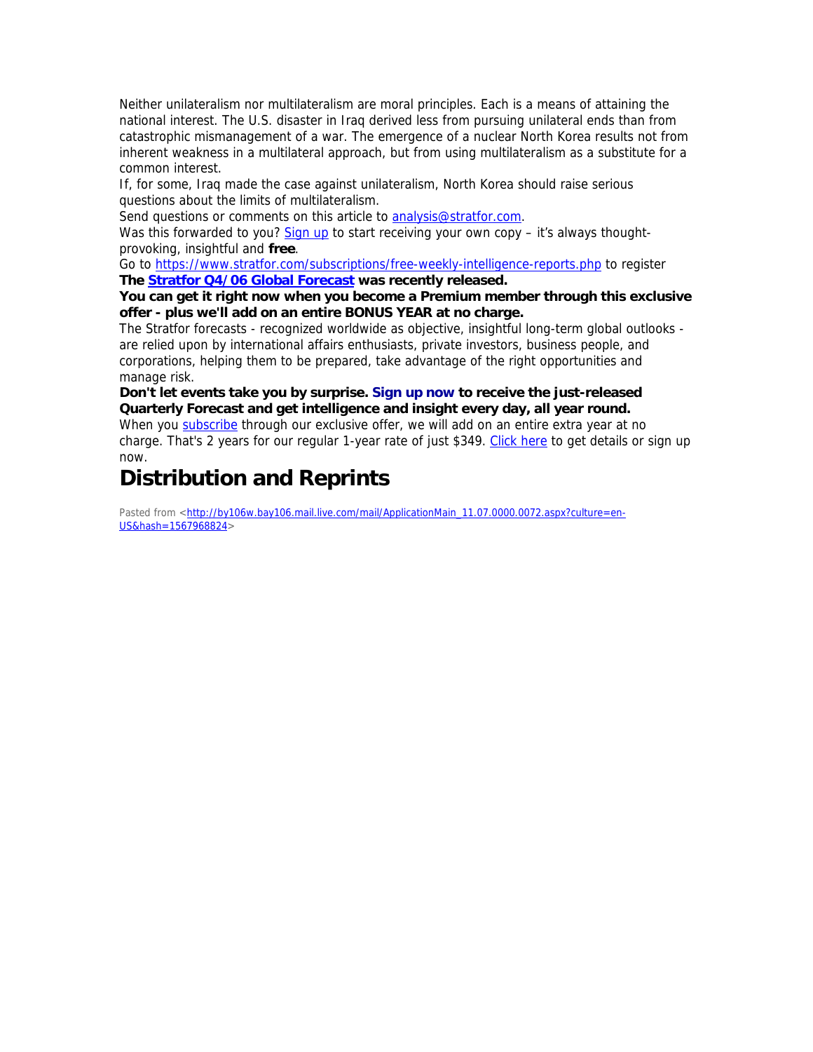Neither unilateralism nor multilateralism are moral principles. Each is a means of attaining the national interest. The U.S. disaster in Iraq derived less from pursuing unilateral ends than from catastrophic mismanagement of a war. The emergence of a nuclear North Korea results not from inherent weakness in a multilateral approach, but from using multilateralism as a substitute for a common interest.

If, for some, Iraq made the case against unilateralism, North Korea should raise serious questions about the limits of multilateralism.

Send questions or comments on this article to analysis@stratfor.com.

Was this forwarded to you? Sign up to start receiving your own copy – it's always thought-provoking, insightful and **free**.

Go to https://www.stratfor.com/subscriptions/free-weekly-intelligence-reports.php to register

**The Stratfor Q4/06 Global Forecast was recently released.**

**You can get it right now when you become a Premium member through this exclusive offer - plus we'll add on an entire BONUS YEAR at no charge.**

The Stratfor forecasts - recognized worldwide as objective, insightful long-term global outlooks - are relied upon by international affairs enthusiasts, private investors, business people, and corporations, helping them to be prepared, take advantage of the right opportunities and manage risk.

**Don't let events take you by surprise. Sign up now to receive the just-released Quarterly Forecast and get intelligence and insight every day, all year round.**

When you subscribe through our exclusive offer, we will add on an entire extra year at no charge. That's 2 years for our regular 1-year rate of just $349. Click here to get details or sign up now.

# Distribution and Reprints

Pasted from <http://by106w.bay106.mail.live.com/mail/ApplicationMain_11.07.0000.0072.aspx?culture=en-US&hash=1567968824>